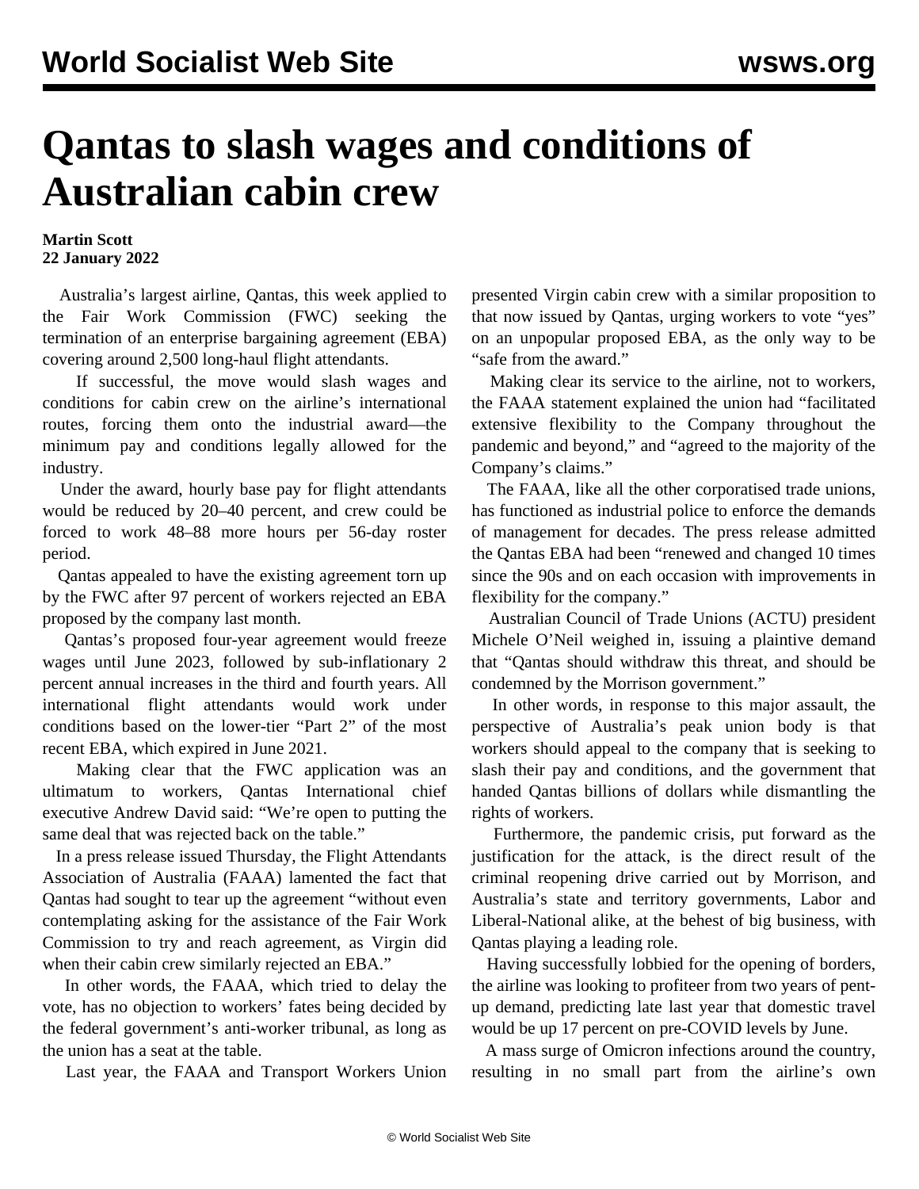# Qantas to slash wages and conditions of Australian cabin crew

**Martin Scott**
**22 January 2022**

Australia's largest airline, Qantas, this week applied to the Fair Work Commission (FWC) seeking the termination of an enterprise bargaining agreement (EBA) covering around 2,500 long-haul flight attendants.

If successful, the move would slash wages and conditions for cabin crew on the airline's international routes, forcing them onto the industrial award—the minimum pay and conditions legally allowed for the industry.

Under the award, hourly base pay for flight attendants would be reduced by 20–40 percent, and crew could be forced to work 48–88 more hours per 56-day roster period.

Qantas appealed to have the existing agreement torn up by the FWC after 97 percent of workers rejected an EBA proposed by the company last month.

Qantas's proposed four-year agreement would freeze wages until June 2023, followed by sub-inflationary 2 percent annual increases in the third and fourth years. All international flight attendants would work under conditions based on the lower-tier "Part 2" of the most recent EBA, which expired in June 2021.

Making clear that the FWC application was an ultimatum to workers, Qantas International chief executive Andrew David said: "We're open to putting the same deal that was rejected back on the table."

In a press release issued Thursday, the Flight Attendants Association of Australia (FAAA) lamented the fact that Qantas had sought to tear up the agreement "without even contemplating asking for the assistance of the Fair Work Commission to try and reach agreement, as Virgin did when their cabin crew similarly rejected an EBA."

In other words, the FAAA, which tried to delay the vote, has no objection to workers' fates being decided by the federal government's anti-worker tribunal, as long as the union has a seat at the table.

Last year, the FAAA and Transport Workers Union presented Virgin cabin crew with a similar proposition to that now issued by Qantas, urging workers to vote "yes" on an unpopular proposed EBA, as the only way to be "safe from the award."

Making clear its service to the airline, not to workers, the FAAA statement explained the union had "facilitated extensive flexibility to the Company throughout the pandemic and beyond," and "agreed to the majority of the Company's claims."

The FAAA, like all the other corporatised trade unions, has functioned as industrial police to enforce the demands of management for decades. The press release admitted the Qantas EBA had been "renewed and changed 10 times since the 90s and on each occasion with improvements in flexibility for the company."

Australian Council of Trade Unions (ACTU) president Michele O'Neil weighed in, issuing a plaintive demand that "Qantas should withdraw this threat, and should be condemned by the Morrison government."

In other words, in response to this major assault, the perspective of Australia's peak union body is that workers should appeal to the company that is seeking to slash their pay and conditions, and the government that handed Qantas billions of dollars while dismantling the rights of workers.

Furthermore, the pandemic crisis, put forward as the justification for the attack, is the direct result of the criminal reopening drive carried out by Morrison, and Australia's state and territory governments, Labor and Liberal-National alike, at the behest of big business, with Qantas playing a leading role.

Having successfully lobbied for the opening of borders, the airline was looking to profiteer from two years of pent-up demand, predicting late last year that domestic travel would be up 17 percent on pre-COVID levels by June.

A mass surge of Omicron infections around the country, resulting in no small part from the airline's own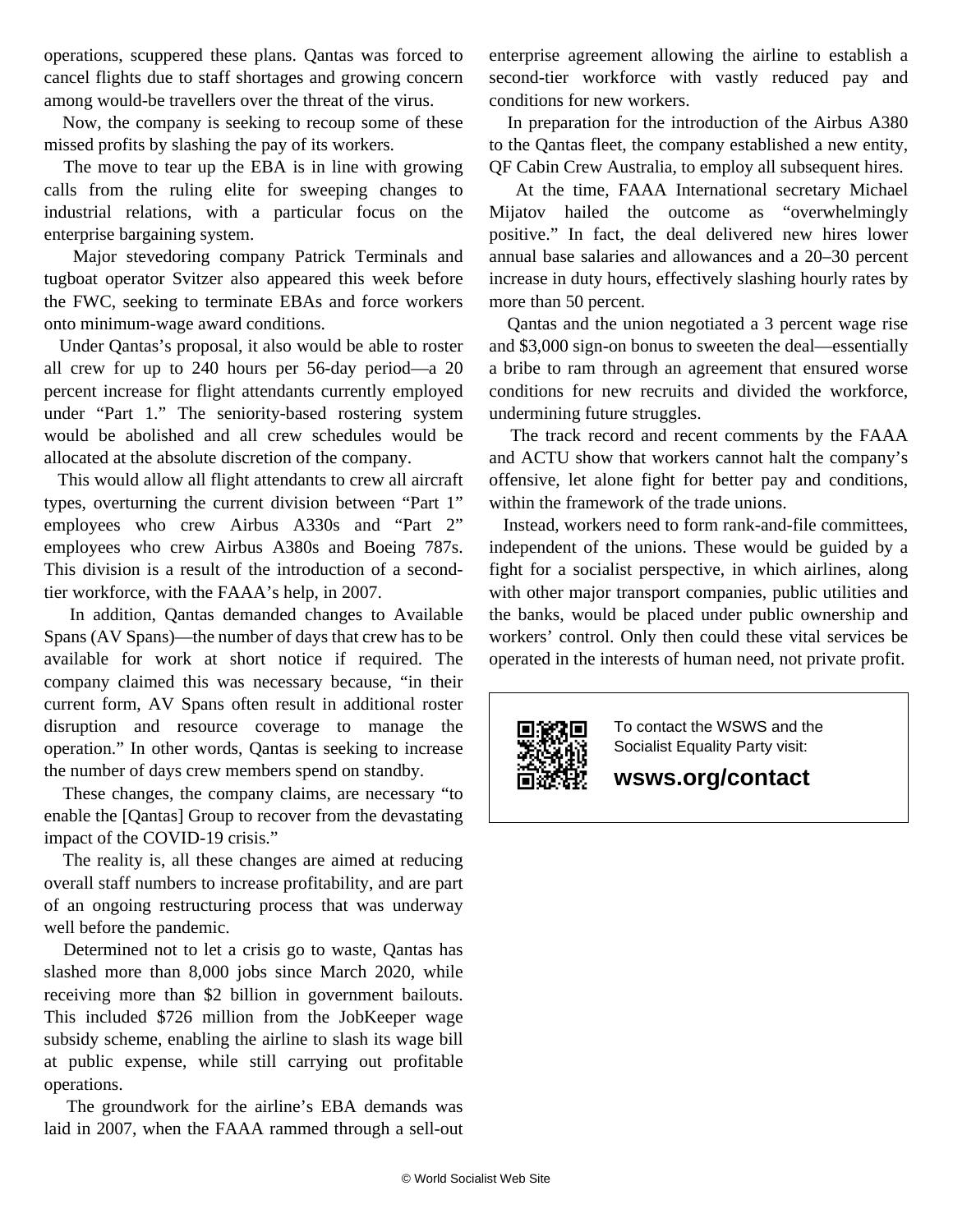operations, scuppered these plans. Qantas was forced to cancel flights due to staff shortages and growing concern among would-be travellers over the threat of the virus.

Now, the company is seeking to recoup some of these missed profits by slashing the pay of its workers.

The move to tear up the EBA is in line with growing calls from the ruling elite for sweeping changes to industrial relations, with a particular focus on the enterprise bargaining system.

Major stevedoring company Patrick Terminals and tugboat operator Svitzer also appeared this week before the FWC, seeking to terminate EBAs and force workers onto minimum-wage award conditions.

Under Qantas's proposal, it also would be able to roster all crew for up to 240 hours per 56-day period—a 20 percent increase for flight attendants currently employed under "Part 1." The seniority-based rostering system would be abolished and all crew schedules would be allocated at the absolute discretion of the company.

This would allow all flight attendants to crew all aircraft types, overturning the current division between "Part 1" employees who crew Airbus A330s and "Part 2" employees who crew Airbus A380s and Boeing 787s. This division is a result of the introduction of a second-tier workforce, with the FAAA's help, in 2007.

In addition, Qantas demanded changes to Available Spans (AV Spans)—the number of days that crew has to be available for work at short notice if required. The company claimed this was necessary because, "in their current form, AV Spans often result in additional roster disruption and resource coverage to manage the operation." In other words, Qantas is seeking to increase the number of days crew members spend on standby.

These changes, the company claims, are necessary "to enable the [Qantas] Group to recover from the devastating impact of the COVID-19 crisis."

The reality is, all these changes are aimed at reducing overall staff numbers to increase profitability, and are part of an ongoing restructuring process that was underway well before the pandemic.

Determined not to let a crisis go to waste, Qantas has slashed more than 8,000 jobs since March 2020, while receiving more than $2 billion in government bailouts. This included $726 million from the JobKeeper wage subsidy scheme, enabling the airline to slash its wage bill at public expense, while still carrying out profitable operations.

The groundwork for the airline's EBA demands was laid in 2007, when the FAAA rammed through a sell-out enterprise agreement allowing the airline to establish a second-tier workforce with vastly reduced pay and conditions for new workers.

In preparation for the introduction of the Airbus A380 to the Qantas fleet, the company established a new entity, QF Cabin Crew Australia, to employ all subsequent hires.

At the time, FAAA International secretary Michael Mijatov hailed the outcome as "overwhelmingly positive." In fact, the deal delivered new hires lower annual base salaries and allowances and a 20–30 percent increase in duty hours, effectively slashing hourly rates by more than 50 percent.

Qantas and the union negotiated a 3 percent wage rise and $3,000 sign-on bonus to sweeten the deal—essentially a bribe to ram through an agreement that ensured worse conditions for new recruits and divided the workforce, undermining future struggles.

The track record and recent comments by the FAAA and ACTU show that workers cannot halt the company's offensive, let alone fight for better pay and conditions, within the framework of the trade unions.

Instead, workers need to form rank-and-file committees, independent of the unions. These would be guided by a fight for a socialist perspective, in which airlines, along with other major transport companies, public utilities and the banks, would be placed under public ownership and workers' control. Only then could these vital services be operated in the interests of human need, not private profit.

To contact the WSWS and the Socialist Equality Party visit:

**wsws.org/contact**